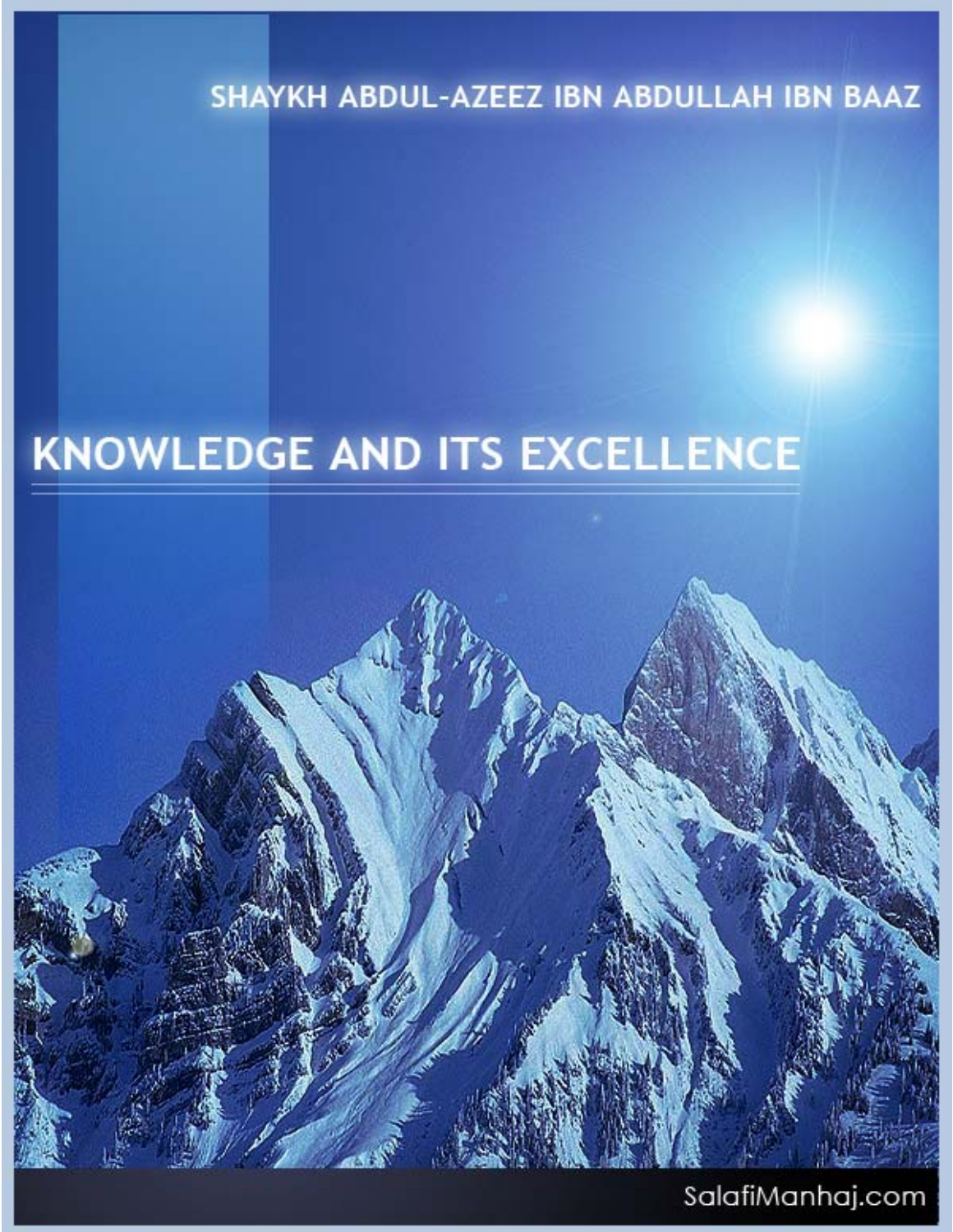SHAYKH ABDUL-AZEEZ IBN ABDULLAH IBN BAAZ

# KNOWLEDGE AND ITS EXCELLENCE

SalafiManhaj.com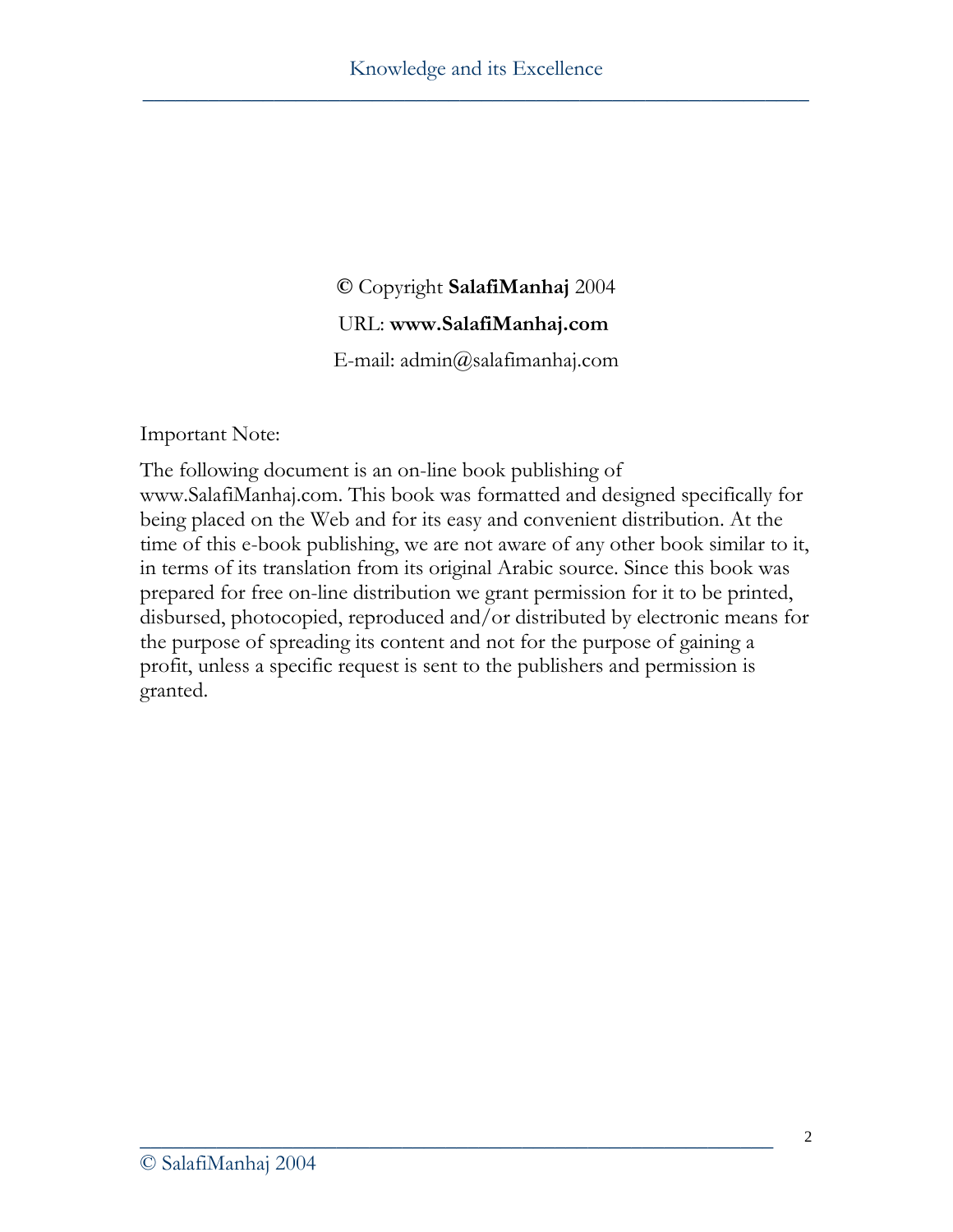**©** Copyright **SalafiManhaj** 2004

URL: **www.SalafiManhaj.com**

E-mail: admin@salafimanhaj.com

Important Note:

The following document is an on-line book publishing of www.SalafiManhaj.com. This book was formatted and designed specifically for being placed on the Web and for its easy and convenient distribution. At the time of this e-book publishing, we are not aware of any other book similar to it, in terms of its translation from its original Arabic source. Since this book was prepared for free on-line distribution we grant permission for it to be printed, disbursed, photocopied, reproduced and/or distributed by electronic means for the purpose of spreading its content and not for the purpose of gaining a profit, unless a specific request is sent to the publishers and permission is granted.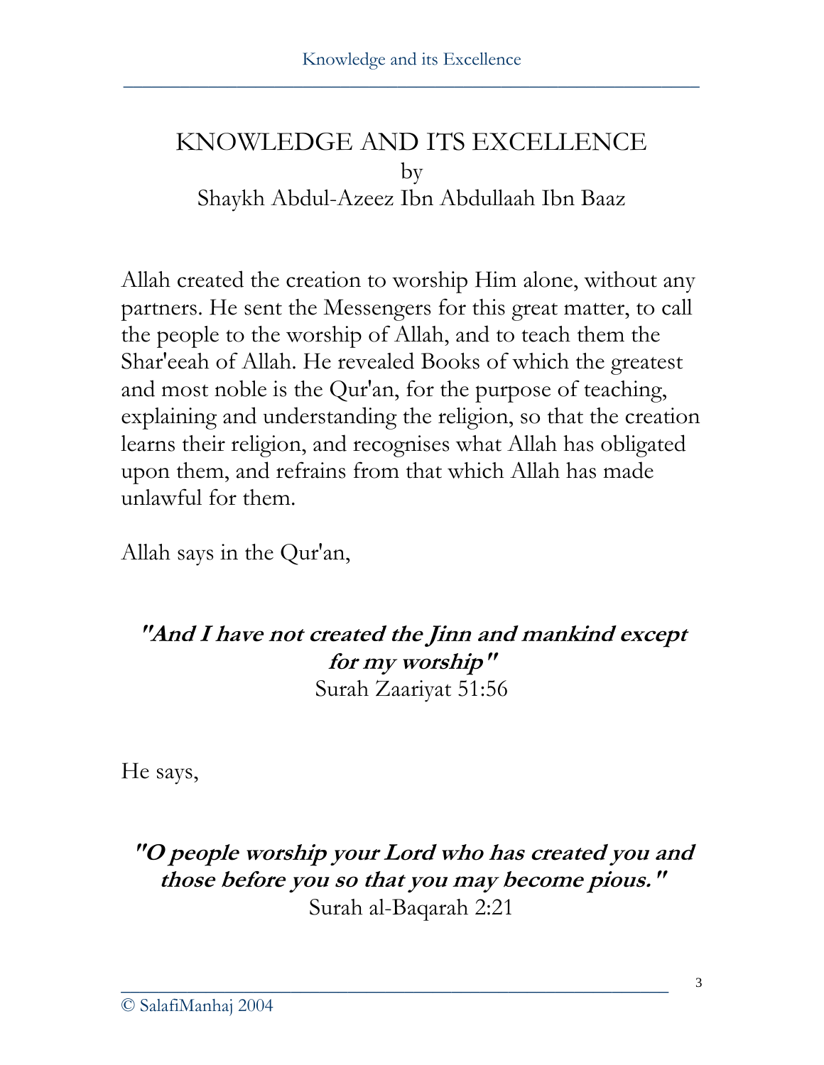# KNOWLEDGE AND ITS EXCELLENCE

by

Shaykh Abdul-Azeez Ibn Abdullaah Ibn Baaz

Allah created the creation to worship Him alone, without any partners. He sent the Messengers for this great matter, to call the people to the worship of Allah, and to teach them the Shar'eeah of Allah. He revealed Books of which the greatest and most noble is the Qur'an, for the purpose of teaching, explaining and understanding the religion, so that the creation learns their religion, and recognises what Allah has obligated upon them, and refrains from that which Allah has made unlawful for them.

Allah says in the Qur'an,

> ***"And I have not created the Jinn and mankind except for my worship"***
> Surah Zaariyat 51:56

He says,

> ***"O people worship your Lord who has created you and those before you so that you may become pious."***
> Surah al-Baqarah 2:21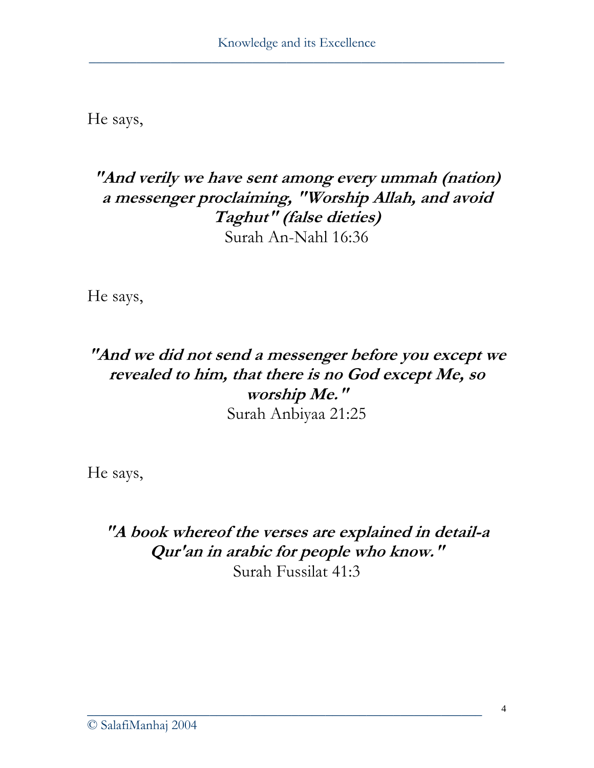He says,

***"And verily we have sent among every ummah (nation) a messenger proclaiming, "Worship Allah, and avoid Taghut" (false dieties)***
Surah An-Nahl 16:36

He says,

***"And we did not send a messenger before you except we revealed to him, that there is no God except Me, so worship Me."***
Surah Anbiyaa 21:25

He says,

***"A book whereof the verses are explained in detail-a Qur'an in arabic for people who know."***
Surah Fussilat 41:3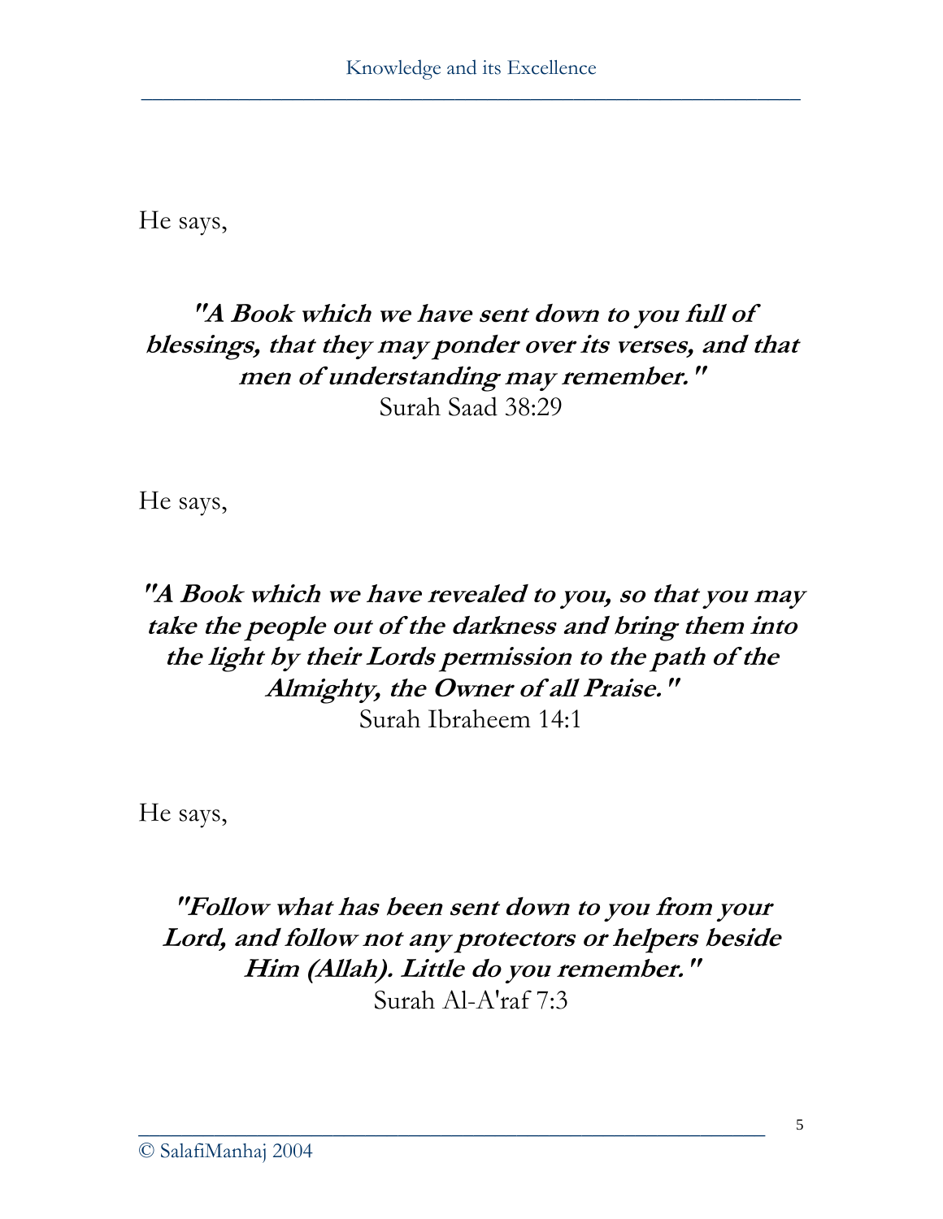He says,

***"A Book which we have sent down to you full of blessings, that they may ponder over its verses, and that men of understanding may remember."***
Surah Saad 38:29

He says,

***"A Book which we have revealed to you, so that you may take the people out of the darkness and bring them into the light by their Lords permission to the path of the Almighty, the Owner of all Praise."***
Surah Ibraheem 14:1

He says,

***"Follow what has been sent down to you from your Lord, and follow not any protectors or helpers beside Him (Allah). Little do you remember."***
Surah Al-A'raf 7:3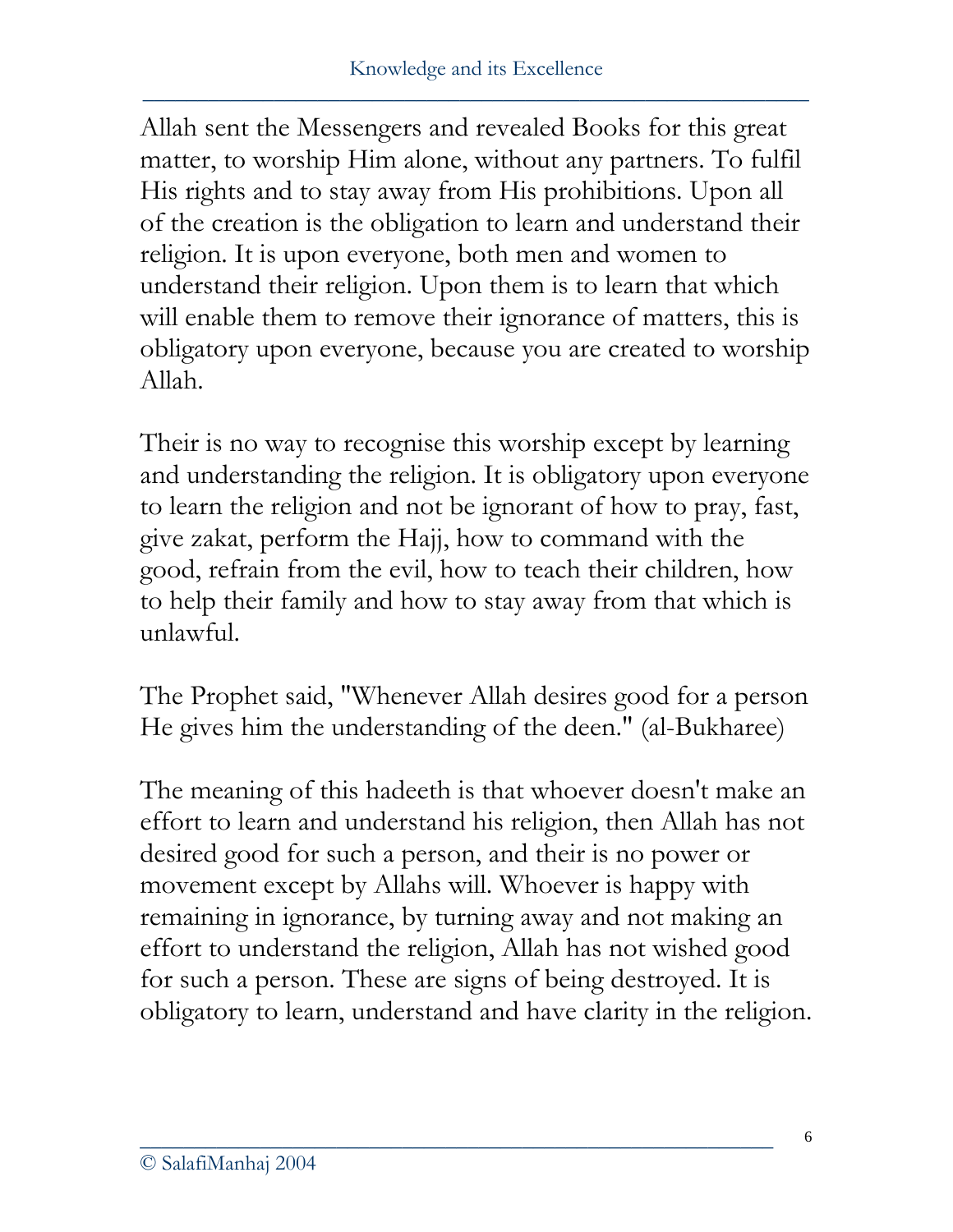Allah sent the Messengers and revealed Books for this great matter, to worship Him alone, without any partners. To fulfil His rights and to stay away from His prohibitions. Upon all of the creation is the obligation to learn and understand their religion. It is upon everyone, both men and women to understand their religion. Upon them is to learn that which will enable them to remove their ignorance of matters, this is obligatory upon everyone, because you are created to worship Allah.

Their is no way to recognise this worship except by learning and understanding the religion. It is obligatory upon everyone to learn the religion and not be ignorant of how to pray, fast, give zakat, perform the Hajj, how to command with the good, refrain from the evil, how to teach their children, how to help their family and how to stay away from that which is unlawful.

The Prophet said, "Whenever Allah desires good for a person He gives him the understanding of the deen." (al-Bukharee)

The meaning of this hadeeth is that whoever doesn't make an effort to learn and understand his religion, then Allah has not desired good for such a person, and their is no power or movement except by Allahs will. Whoever is happy with remaining in ignorance, by turning away and not making an effort to understand the religion, Allah has not wished good for such a person. These are signs of being destroyed. It is obligatory to learn, understand and have clarity in the religion.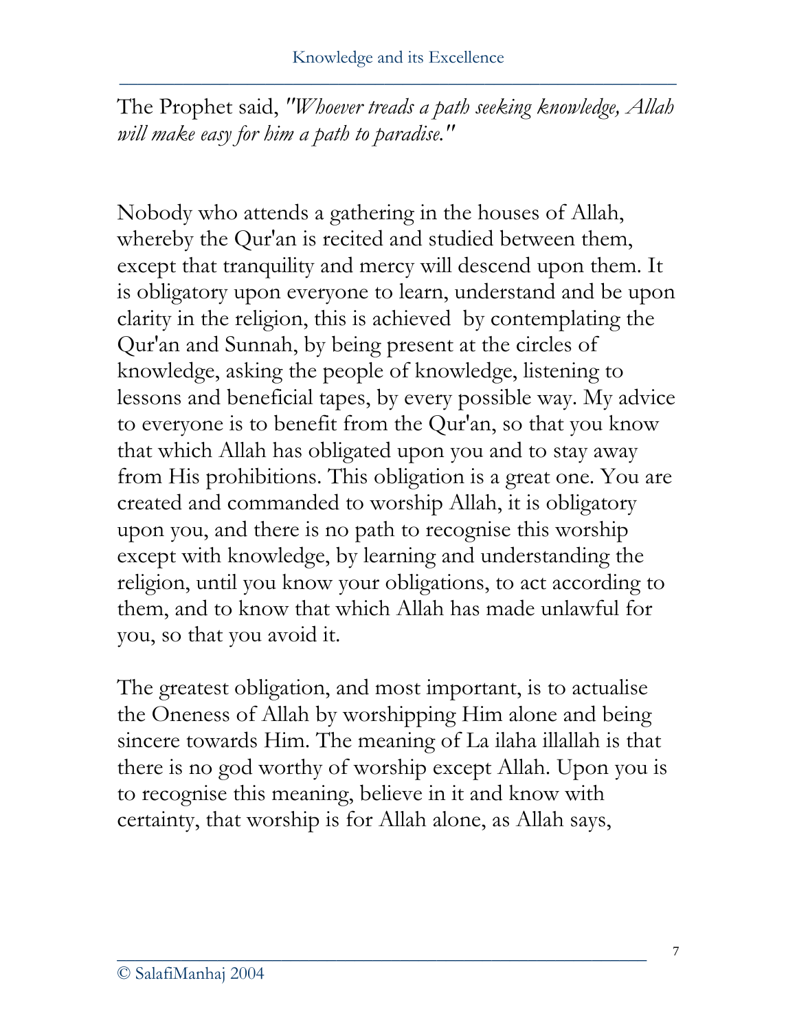The Prophet said, *"Whoever treads a path seeking knowledge, Allah will make easy for him a path to paradise."*

Nobody who attends a gathering in the houses of Allah, whereby the Qur'an is recited and studied between them, except that tranquility and mercy will descend upon them. It is obligatory upon everyone to learn, understand and be upon clarity in the religion, this is achieved by contemplating the Qur'an and Sunnah, by being present at the circles of knowledge, asking the people of knowledge, listening to lessons and beneficial tapes, by every possible way. My advice to everyone is to benefit from the Qur'an, so that you know that which Allah has obligated upon you and to stay away from His prohibitions. This obligation is a great one. You are created and commanded to worship Allah, it is obligatory upon you, and there is no path to recognise this worship except with knowledge, by learning and understanding the religion, until you know your obligations, to act according to them, and to know that which Allah has made unlawful for you, so that you avoid it.

The greatest obligation, and most important, is to actualise the Oneness of Allah by worshipping Him alone and being sincere towards Him. The meaning of La ilaha illallah is that there is no god worthy of worship except Allah. Upon you is to recognise this meaning, believe in it and know with certainty, that worship is for Allah alone, as Allah says,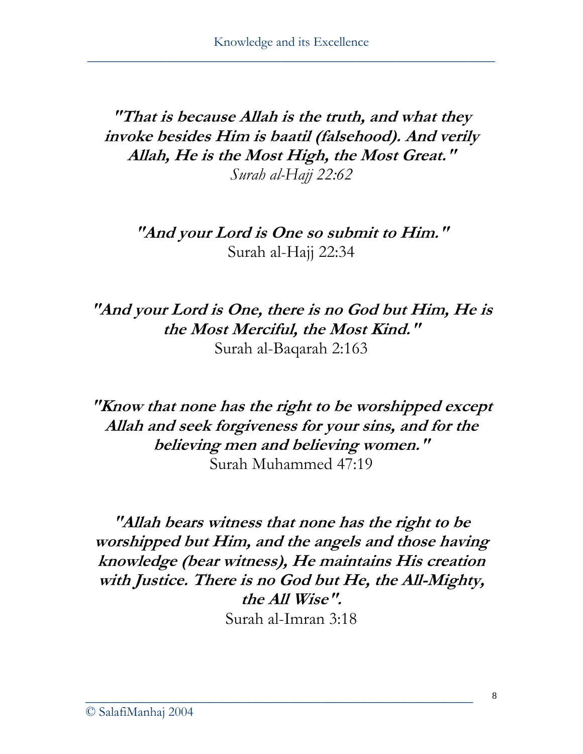***"That is because Allah is the truth, and what they invoke besides Him is baatil (falsehood). And verily Allah, He is the Most High, the Most Great."***
*Surah al-Hajj 22:62*

***"And your Lord is One so submit to Him."***
Surah al-Hajj 22:34

***"And your Lord is One, there is no God but Him, He is the Most Merciful, the Most Kind."***
Surah al-Baqarah 2:163

***"Know that none has the right to be worshipped except Allah and seek forgiveness for your sins, and for the believing men and believing women."***
Surah Muhammed 47:19

***"Allah bears witness that none has the right to be worshipped but Him, and the angels and those having knowledge (bear witness), He maintains His creation with Justice. There is no God but He, the All-Mighty, the All Wise".***
Surah al-Imran 3:18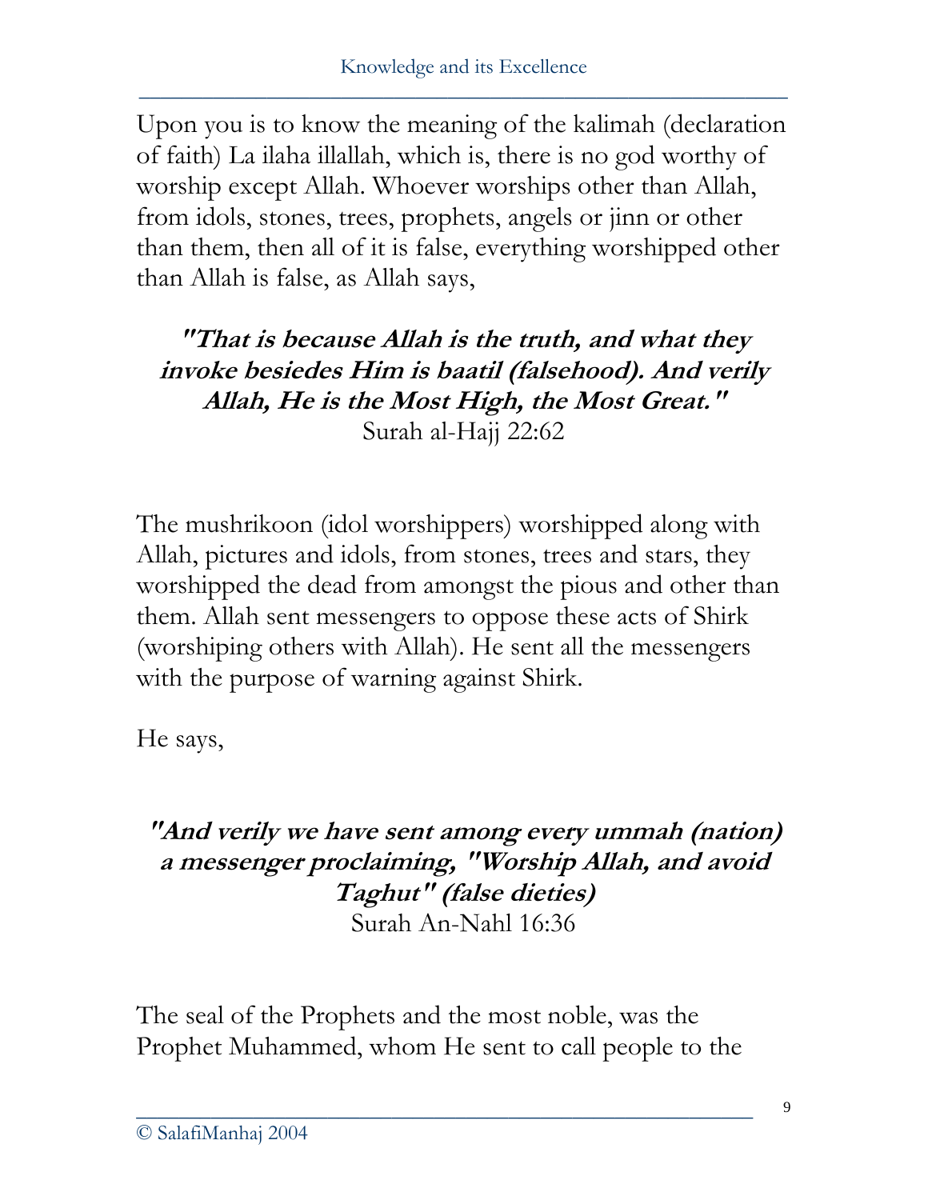Upon you is to know the meaning of the kalimah (declaration of faith) La ilaha illallah, which is, there is no god worthy of worship except Allah. Whoever worships other than Allah, from idols, stones, trees, prophets, angels or jinn or other than them, then all of it is false, everything worshipped other than Allah is false, as Allah says,

> ***"That is because Allah is the truth, and what they invoke besiedes Him is baatil (falsehood). And verily Allah, He is the Most High, the Most Great."***
> Surah al-Hajj 22:62

The mushrikoon (idol worshippers) worshipped along with Allah, pictures and idols, from stones, trees and stars, they worshipped the dead from amongst the pious and other than them. Allah sent messengers to oppose these acts of Shirk (worshiping others with Allah). He sent all the messengers with the purpose of warning against Shirk.

He says,

> ***"And verily we have sent among every ummah (nation) a messenger proclaiming, "Worship Allah, and avoid Taghut" (false dieties)***
> Surah An-Nahl 16:36

The seal of the Prophets and the most noble, was the Prophet Muhammed, whom He sent to call people to the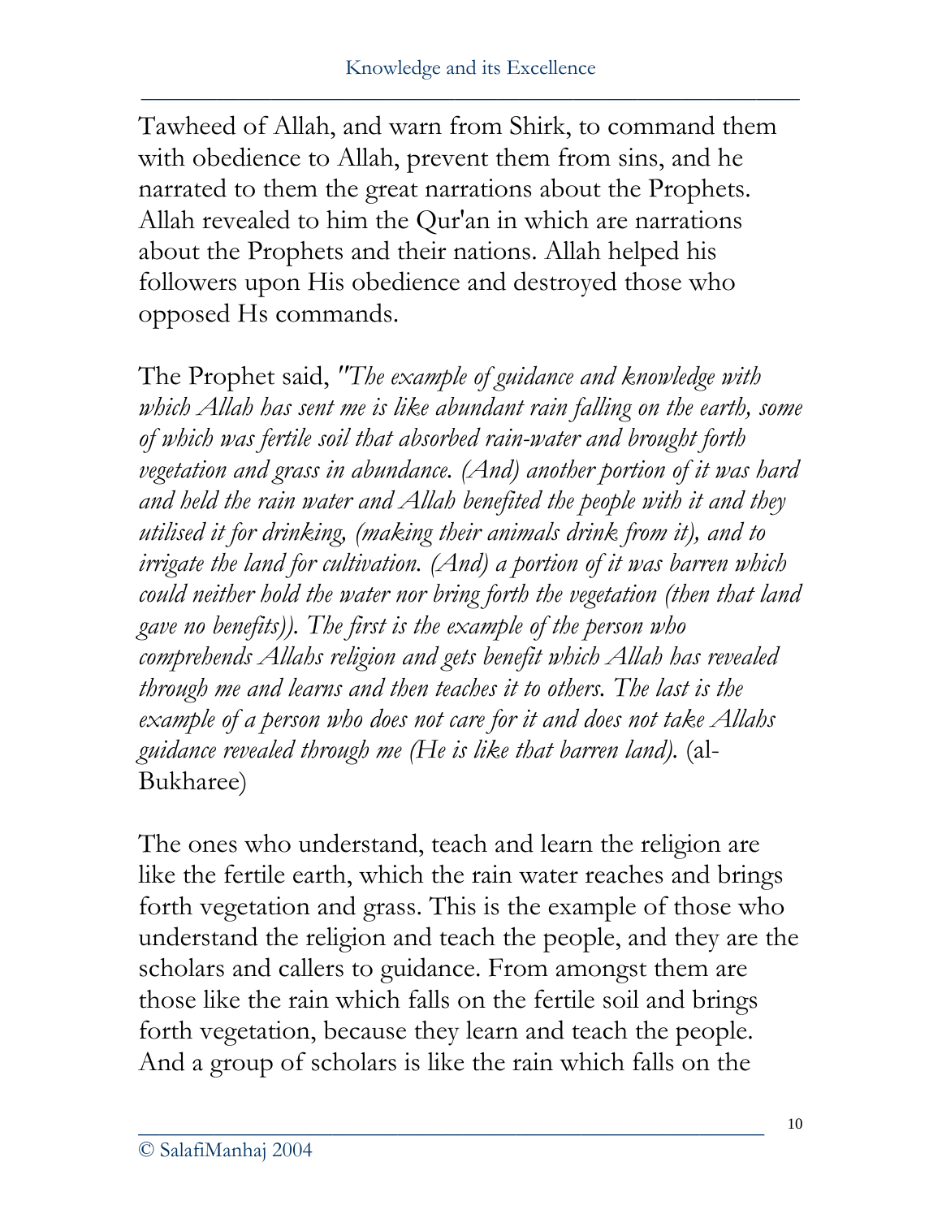Tawheed of Allah, and warn from Shirk, to command them with obedience to Allah, prevent them from sins, and he narrated to them the great narrations about the Prophets. Allah revealed to him the Qur'an in which are narrations about the Prophets and their nations. Allah helped his followers upon His obedience and destroyed those who opposed Hs commands.

The Prophet said, *"The example of guidance and knowledge with which Allah has sent me is like abundant rain falling on the earth, some of which was fertile soil that absorbed rain-water and brought forth vegetation and grass in abundance. (And) another portion of it was hard and held the rain water and Allah benefited the people with it and they utilised it for drinking, (making their animals drink from it), and to irrigate the land for cultivation. (And) a portion of it was barren which could neither hold the water nor bring forth the vegetation (then that land gave no benefits)). The first is the example of the person who comprehends Allahs religion and gets benefit which Allah has revealed through me and learns and then teaches it to others. The last is the example of a person who does not care for it and does not take Allahs guidance revealed through me (He is like that barren land).* (al-Bukharee)

The ones who understand, teach and learn the religion are like the fertile earth, which the rain water reaches and brings forth vegetation and grass. This is the example of those who understand the religion and teach the people, and they are the scholars and callers to guidance. From amongst them are those like the rain which falls on the fertile soil and brings forth vegetation, because they learn and teach the people. And a group of scholars is like the rain which falls on the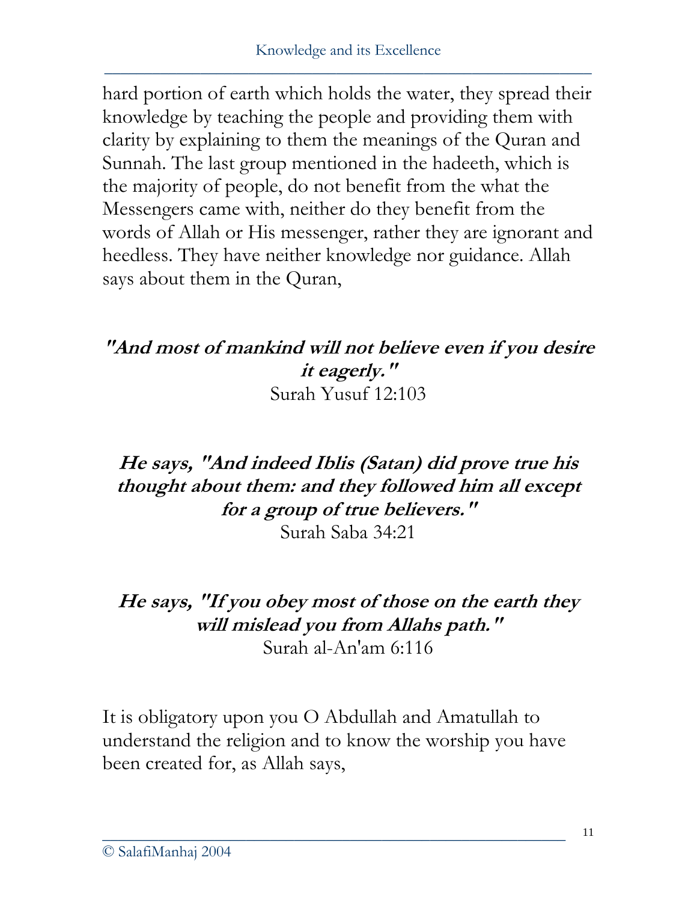hard portion of earth which holds the water, they spread their knowledge by teaching the people and providing them with clarity by explaining to them the meanings of the Quran and Sunnah. The last group mentioned in the hadeeth, which is the majority of people, do not benefit from the what the Messengers came with, neither do they benefit from the words of Allah or His messenger, rather they are ignorant and heedless. They have neither knowledge nor guidance. Allah says about them in the Quran,

***"And most of mankind will not believe even if you desire it eagerly."***
Surah Yusuf 12:103

***He says, "And indeed Iblis (Satan) did prove true his thought about them: and they followed him all except for a group of true believers."***
Surah Saba 34:21

***He says, "If you obey most of those on the earth they will mislead you from Allahs path."***
Surah al-An'am 6:116

It is obligatory upon you O Abdullah and Amatullah to understand the religion and to know the worship you have been created for, as Allah says,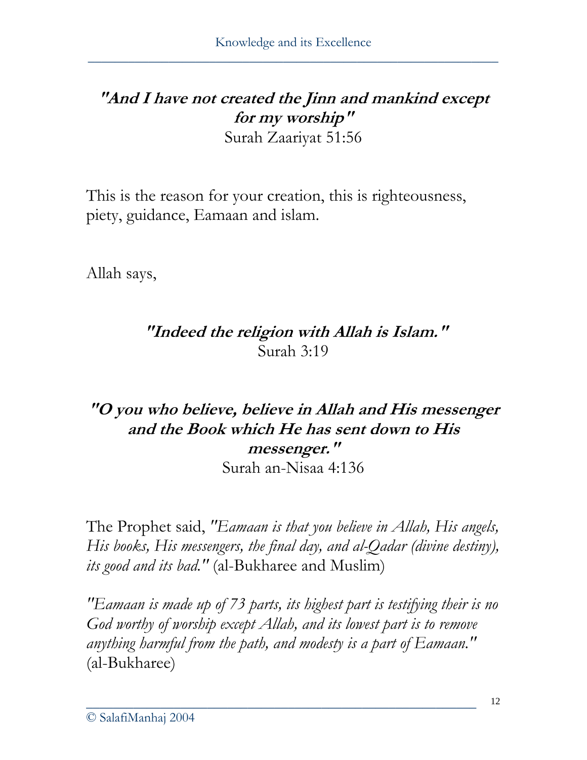**"And I have not created the Jinn and mankind except for my worship"**
Surah Zaariyat 51:56

This is the reason for your creation, this is righteousness, piety, guidance, Eamaan and islam.

Allah says,

**"Indeed the religion with Allah is Islam."**
Surah 3:19

**"O you who believe, believe in Allah and His messenger and the Book which He has sent down to His messenger."**
Surah an-Nisaa 4:136

The Prophet said, *"Eamaan is that you believe in Allah, His angels, His books, His messengers, the final day, and al-Qadar (divine destiny), its good and its bad."* (al-Bukharee and Muslim)

*"Eamaan is made up of 73 parts, its highest part is testifying their is no God worthy of worship except Allah, and its lowest part is to remove anything harmful from the path, and modesty is a part of Eamaan."* (al-Bukharee)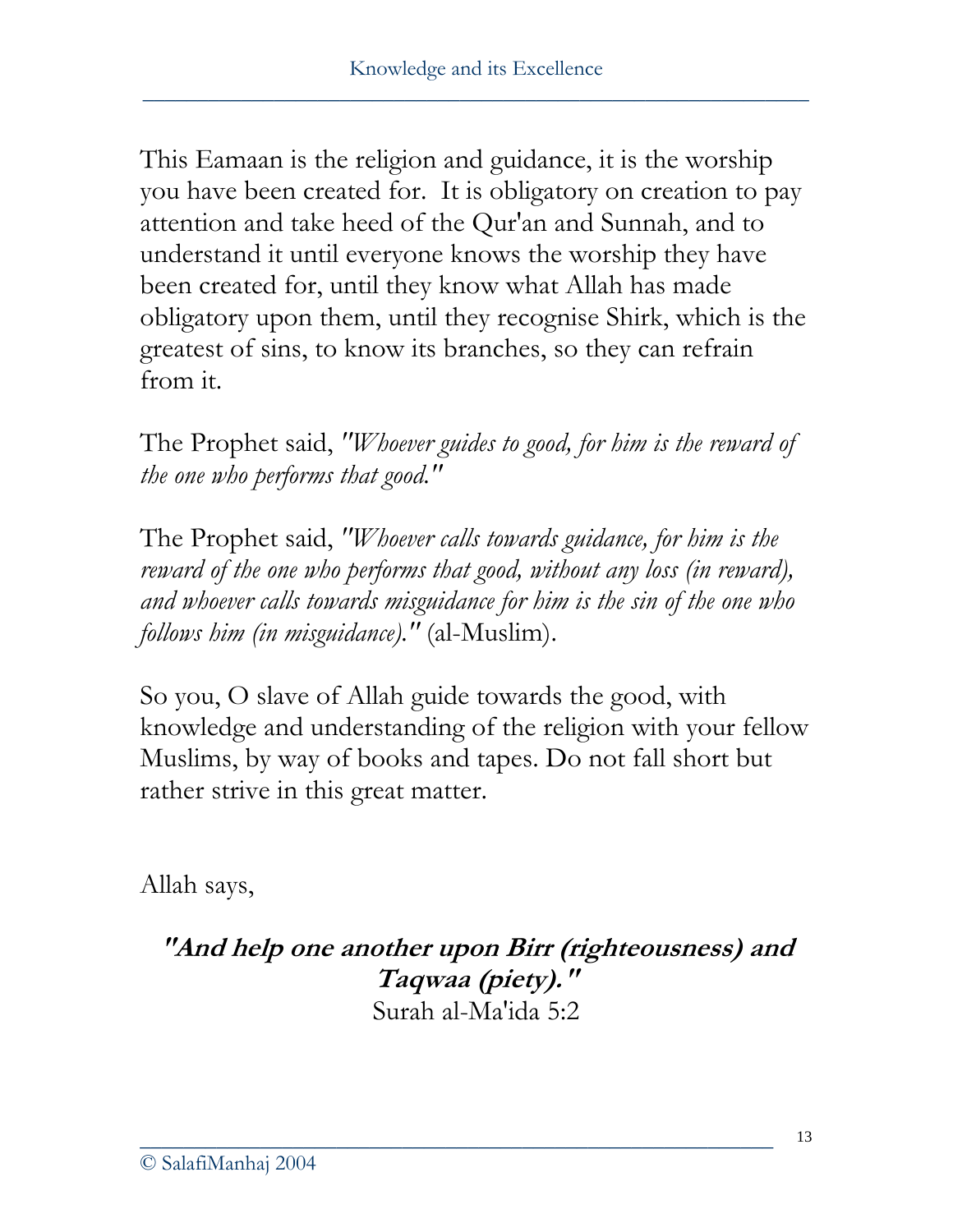This Eamaan is the religion and guidance, it is the worship you have been created for. It is obligatory on creation to pay attention and take heed of the Qur'an and Sunnah, and to understand it until everyone knows the worship they have been created for, until they know what Allah has made obligatory upon them, until they recognise Shirk, which is the greatest of sins, to know its branches, so they can refrain from it.

The Prophet said, *"Whoever guides to good, for him is the reward of the one who performs that good."*

The Prophet said, *"Whoever calls towards guidance, for him is the reward of the one who performs that good, without any loss (in reward), and whoever calls towards misguidance for him is the sin of the one who follows him (in misguidance)."* (al-Muslim).

So you, O slave of Allah guide towards the good, with knowledge and understanding of the religion with your fellow Muslims, by way of books and tapes. Do not fall short but rather strive in this great matter.

Allah says,

***"And help one another upon Birr (righteousness) and Taqwaa (piety)."***
Surah al-Ma'ida 5:2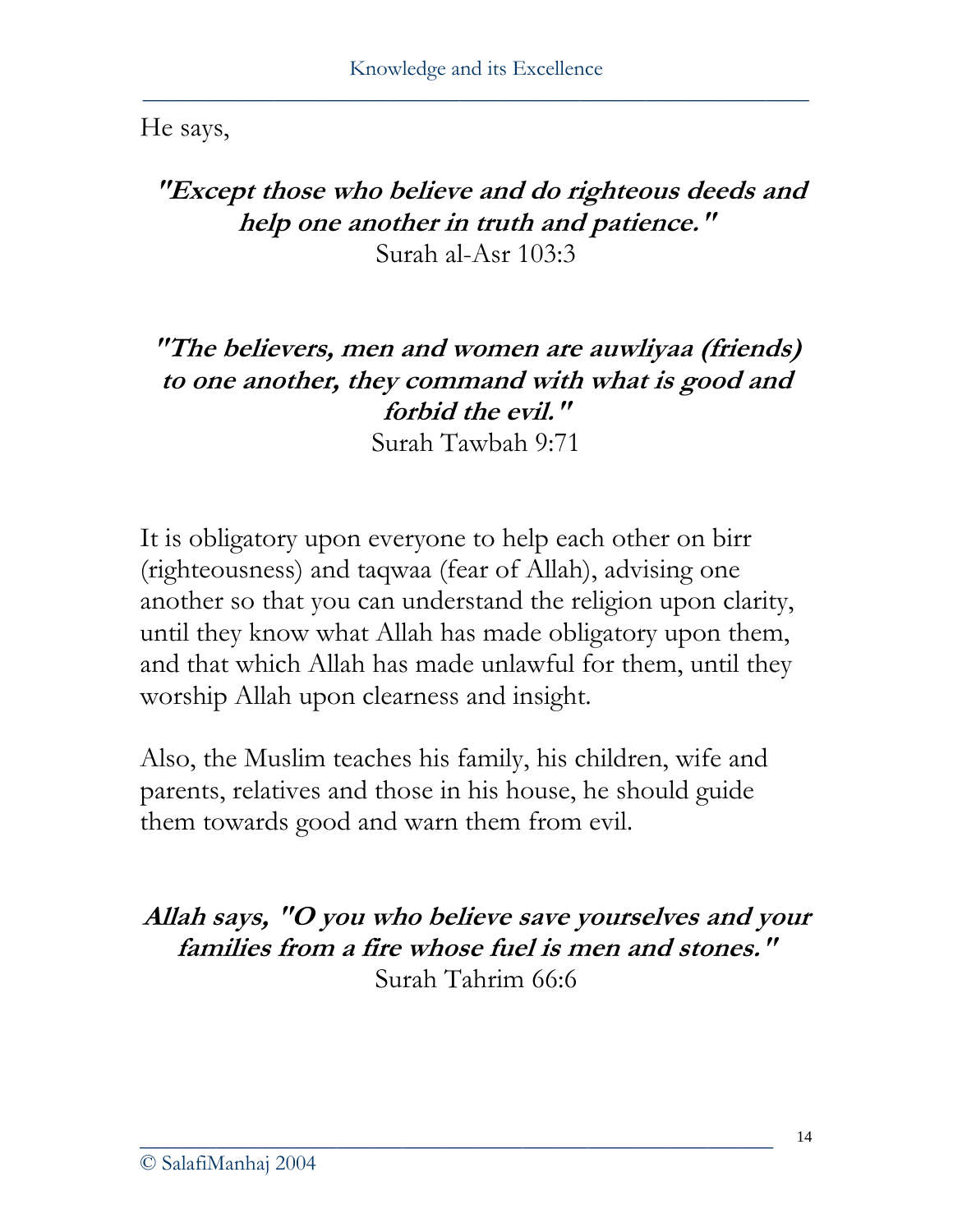He says,

***"Except those who believe and do righteous deeds and help one another in truth and patience."***
Surah al-Asr 103:3

***"The believers, men and women are auwliyaa (friends) to one another, they command with what is good and forbid the evil."***
Surah Tawbah 9:71

It is obligatory upon everyone to help each other on birr (righteousness) and taqwaa (fear of Allah), advising one another so that you can understand the religion upon clarity, until they know what Allah has made obligatory upon them, and that which Allah has made unlawful for them, until they worship Allah upon clearness and insight.

Also, the Muslim teaches his family, his children, wife and parents, relatives and those in his house, he should guide them towards good and warn them from evil.

***Allah says, "O you who believe save yourselves and your families from a fire whose fuel is men and stones."***
Surah Tahrim 66:6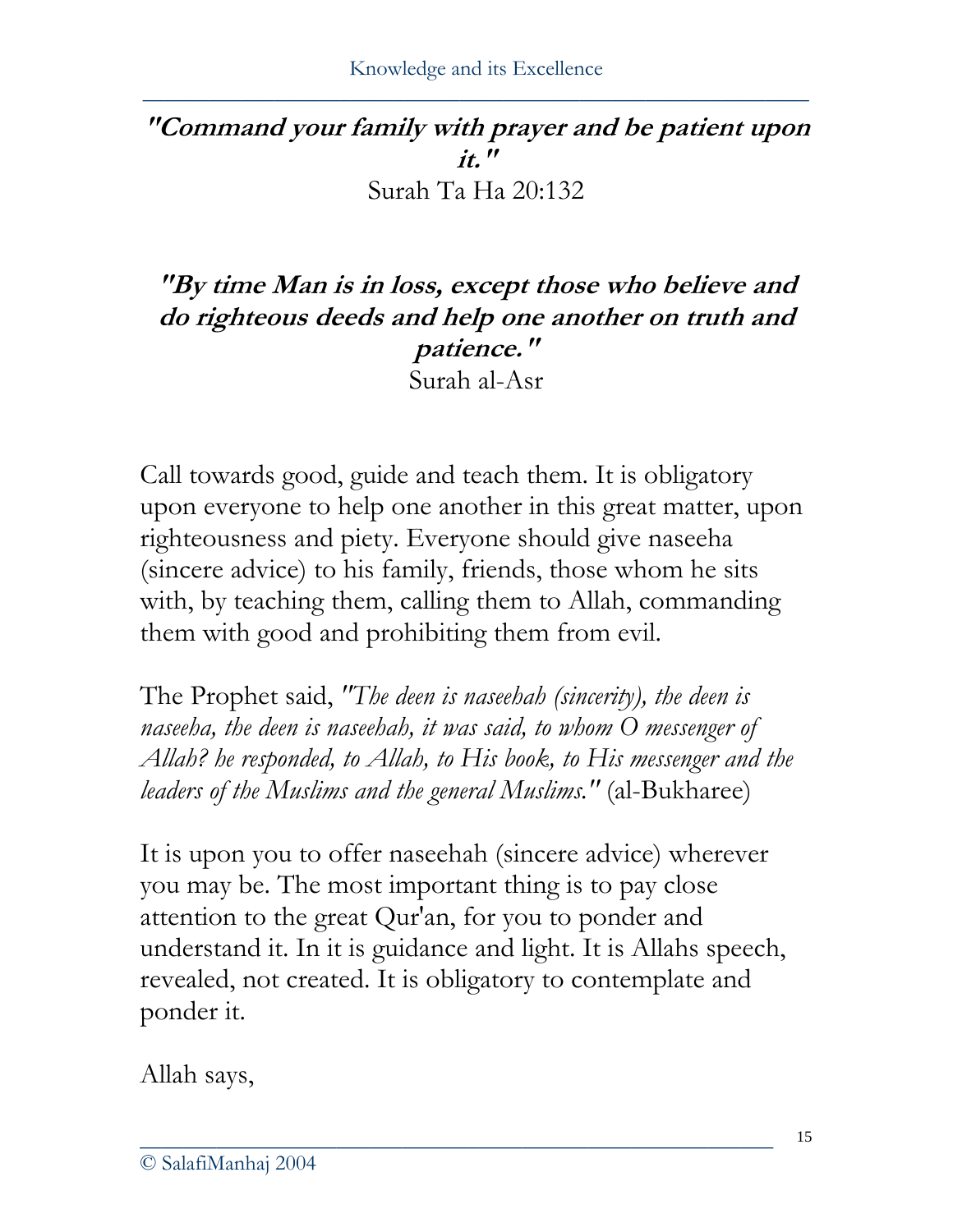**"Command your family with prayer and be patient upon it."**

Surah Ta Ha 20:132

**"By time Man is in loss, except those who believe and do righteous deeds and help one another on truth and patience."**

Surah al-Asr

Call towards good, guide and teach them. It is obligatory upon everyone to help one another in this great matter, upon righteousness and piety. Everyone should give naseeha (sincere advice) to his family, friends, those whom he sits with, by teaching them, calling them to Allah, commanding them with good and prohibiting them from evil.

The Prophet said, *"The deen is naseehah (sincerity), the deen is naseeha, the deen is naseehah, it was said, to whom O messenger of Allah? he responded, to Allah, to His book, to His messenger and the leaders of the Muslims and the general Muslims."* (al-Bukharee)

It is upon you to offer naseehah (sincere advice) wherever you may be. The most important thing is to pay close attention to the great Qur'an, for you to ponder and understand it. In it is guidance and light. It is Allahs speech, revealed, not created. It is obligatory to contemplate and ponder it.

Allah says,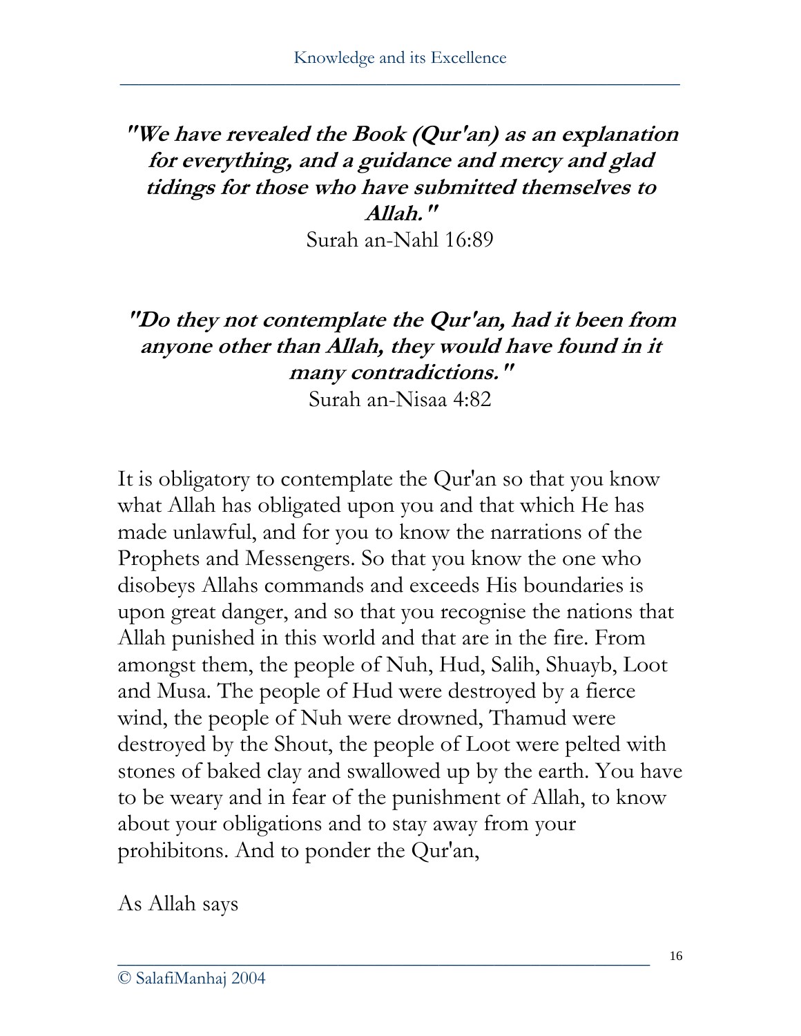***"We have revealed the Book (Qur'an) as an explanation for everything, and a guidance and mercy and glad tidings for those who have submitted themselves to Allah."***
Surah an-Nahl 16:89

***"Do they not contemplate the Qur'an, had it been from anyone other than Allah, they would have found in it many contradictions."***
Surah an-Nisaa 4:82

It is obligatory to contemplate the Qur'an so that you know what Allah has obligated upon you and that which He has made unlawful, and for you to know the narrations of the Prophets and Messengers. So that you know the one who disobeys Allahs commands and exceeds His boundaries is upon great danger, and so that you recognise the nations that Allah punished in this world and that are in the fire. From amongst them, the people of Nuh, Hud, Salih, Shuayb, Loot and Musa. The people of Hud were destroyed by a fierce wind, the people of Nuh were drowned, Thamud were destroyed by the Shout, the people of Loot were pelted with stones of baked clay and swallowed up by the earth. You have to be weary and in fear of the punishment of Allah, to know about your obligations and to stay away from your prohibitons. And to ponder the Qur'an,

As Allah says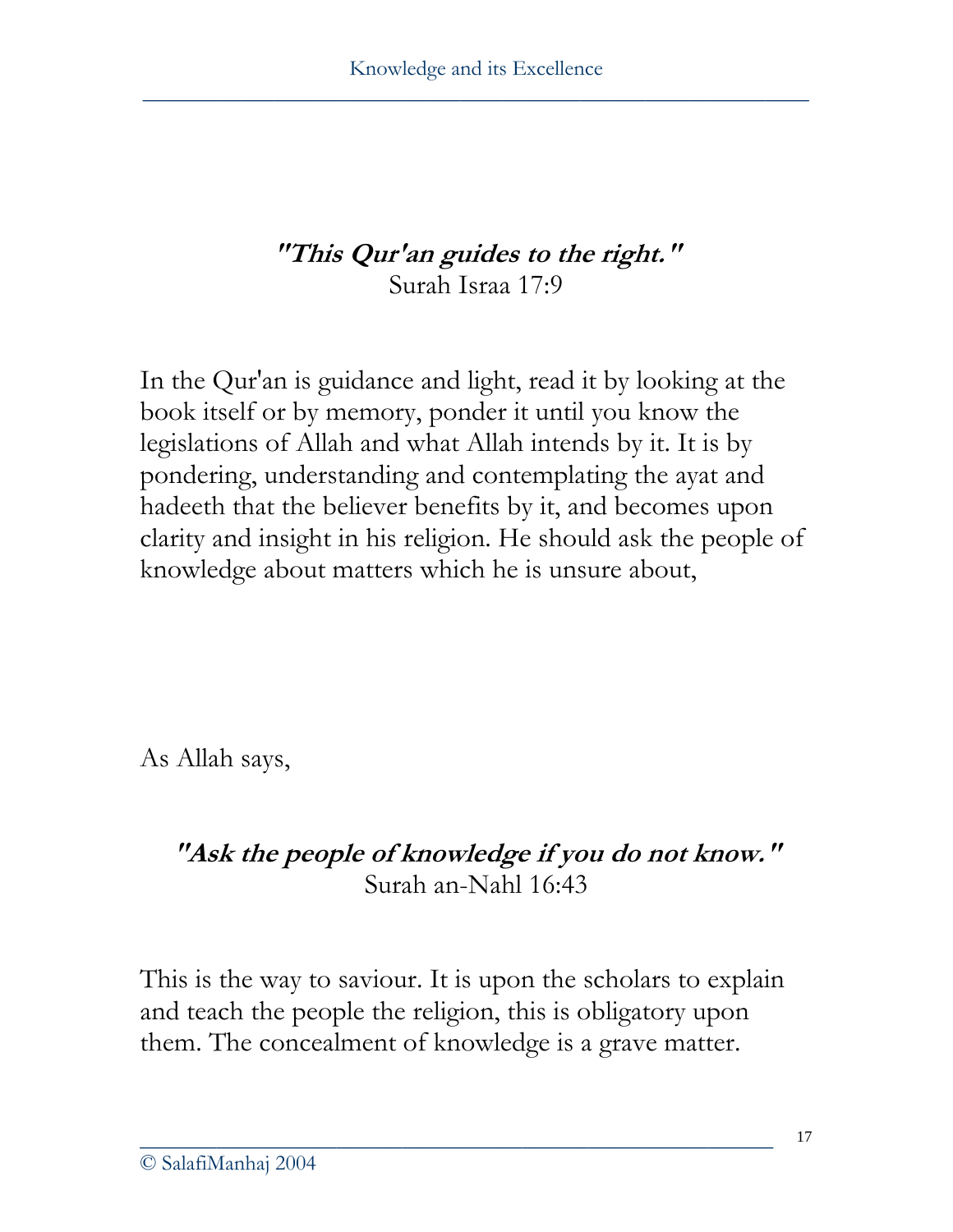***"This Qur'an guides to the right."***
Surah Israa 17:9

In the Qur'an is guidance and light, read it by looking at the book itself or by memory, ponder it until you know the legislations of Allah and what Allah intends by it. It is by pondering, understanding and contemplating the ayat and hadeeth that the believer benefits by it, and becomes upon clarity and insight in his religion. He should ask the people of knowledge about matters which he is unsure about,

As Allah says,

***"Ask the people of knowledge if you do not know."***
Surah an-Nahl 16:43

This is the way to saviour. It is upon the scholars to explain and teach the people the religion, this is obligatory upon them. The concealment of knowledge is a grave matter.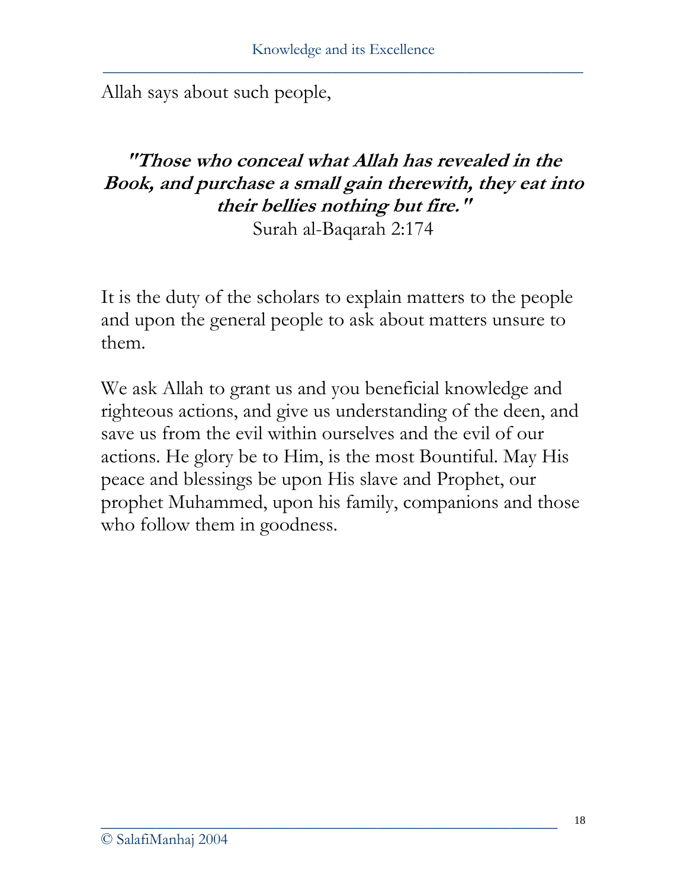Allah says about such people,

***"Those who conceal what Allah has revealed in the Book, and purchase a small gain therewith, they eat into their bellies nothing but fire."***

Surah al-Baqarah 2:174

It is the duty of the scholars to explain matters to the people and upon the general people to ask about matters unsure to them.

We ask Allah to grant us and you beneficial knowledge and righteous actions, and give us understanding of the deen, and save us from the evil within ourselves and the evil of our actions. He glory be to Him, is the most Bountiful. May His peace and blessings be upon His slave and Prophet, our prophet Muhammed, upon his family, companions and those who follow them in goodness.